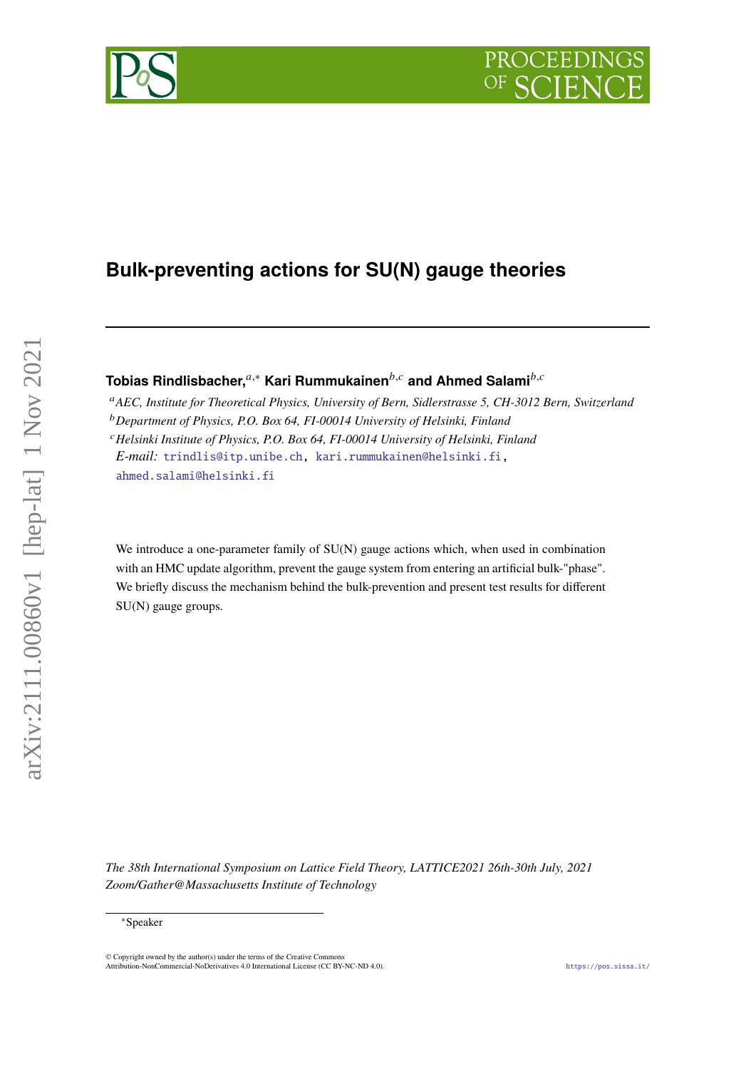# Bulk-preventing actions for SU(N) gauge theories

**Tobias Rindlisbacher,**[a,*] **Kari Rummukainen**[b,c] **and Ahmed Salami**[b,c]

[a] *AEC, Institute for Theoretical Physics, University of Bern, Sidlerstrasse 5, CH-3012 Bern, Switzerland*
[b] *Department of Physics, P.O. Box 64, FI-00014 University of Helsinki, Finland*
[c] *Helsinki Institute of Physics, P.O. Box 64, FI-00014 University of Helsinki, Finland*
*E-mail:* trindlis@itp.unibe.ch, kari.rummukainen@helsinki.fi, ahmed.salami@helsinki.fi

We introduce a one-parameter family of SU(N) gauge actions which, when used in combination with an HMC update algorithm, prevent the gauge system from entering an artificial bulk-"phase". We briefly discuss the mechanism behind the bulk-prevention and present test results for different SU(N) gauge groups.

*The 38th International Symposium on Lattice Field Theory, LATTICE2021 26th-30th July, 2021 Zoom/Gather@Massachusetts Institute of Technology*

[*] Speaker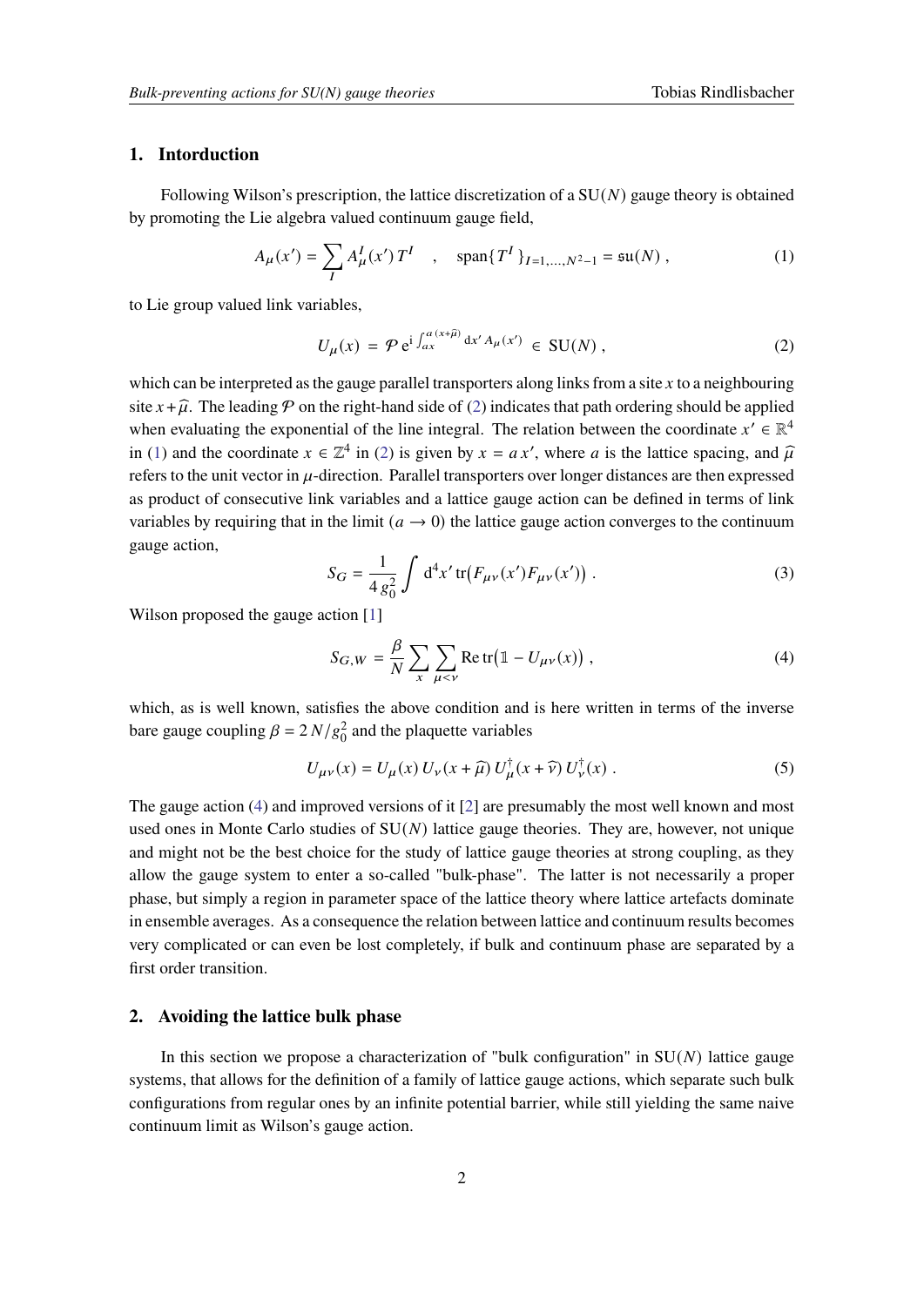## 1. Intorduction

Following Wilson's prescription, the lattice discretization of a SU($N$) gauge theory is obtained by promoting the Lie algebra valued continuum gauge field,

$$A_\mu(x') = \sum_I A_\mu^I(x')\, T^I \quad , \quad \mathrm{span}\{T^I\}_{I=1,\ldots,N^2-1} = \mathfrak{su}(N) \ , \tag{1}$$

to Lie group valued link variables,

$$U_\mu(x) \;=\; \mathcal{P}\, \mathrm{e}^{\mathrm{i} \int_{ax}^{a\,(x+\widehat{\mu})} \mathrm{d}x'\, A_\mu(x')} \;\in\; \mathrm{SU}(N) \ , \tag{2}$$

which can be interpreted as the gauge parallel transporters along links from a site $x$ to a neighbouring site $x+\widehat{\mu}$. The leading $\mathcal{P}$ on the right-hand side of (2) indicates that path ordering should be applied when evaluating the exponential of the line integral. The relation between the coordinate $x' \in \mathbb{R}^4$ in (1) and the coordinate $x \in \mathbb{Z}^4$ in (2) is given by $x = a\,x'$, where $a$ is the lattice spacing, and $\widehat{\mu}$ refers to the unit vector in $\mu$-direction. Parallel transporters over longer distances are then expressed as product of consecutive link variables and a lattice gauge action can be defined in terms of link variables by requiring that in the limit ($a \to 0$) the lattice gauge action converges to the continuum gauge action,

$$S_G = \frac{1}{4\,g_0^2} \int \mathrm{d}^4x' \,\mathrm{tr}\big(F_{\mu\nu}(x') F_{\mu\nu}(x')\big) \ . \tag{3}$$

Wilson proposed the gauge action [1]

$$S_{G,W} = \frac{\beta}{N} \sum_x \sum_{\mu<\nu} \mathrm{Re}\,\mathrm{tr}\big(\mathbb{1} - U_{\mu\nu}(x)\big) \ , \tag{4}$$

which, as is well known, satisfies the above condition and is here written in terms of the inverse bare gauge coupling $\beta = 2\,N/g_0^2$ and the plaquette variables

$$U_{\mu\nu}(x) = U_\mu(x)\, U_\nu(x+\widehat{\mu})\, U_\mu^\dagger(x+\widehat{\nu})\, U_\nu^\dagger(x) \ . \tag{5}$$

The gauge action (4) and improved versions of it [2] are presumably the most well known and most used ones in Monte Carlo studies of SU($N$) lattice gauge theories. They are, however, not unique and might not be the best choice for the study of lattice gauge theories at strong coupling, as they allow the gauge system to enter a so-called "bulk-phase". The latter is not necessarily a proper phase, but simply a region in parameter space of the lattice theory where lattice artefacts dominate in ensemble averages. As a consequence the relation between lattice and continuum results becomes very complicated or can even be lost completely, if bulk and continuum phase are separated by a first order transition.

## 2. Avoiding the lattice bulk phase

In this section we propose a characterization of "bulk configuration" in SU($N$) lattice gauge systems, that allows for the definition of a family of lattice gauge actions, which separate such bulk configurations from regular ones by an infinite potential barrier, while still yielding the same naive continuum limit as Wilson's gauge action.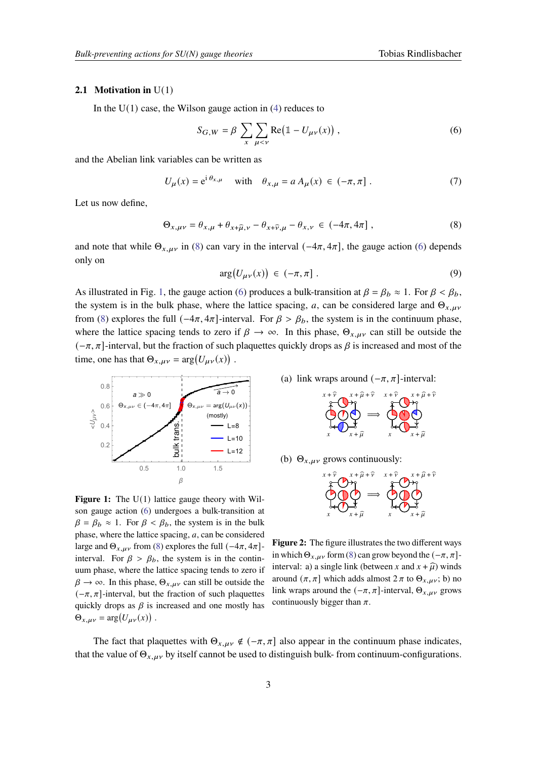### 2.1 Motivation in U(1)

In the U(1) case, the Wilson gauge action in (4) reduces to

$$S_{G,W} = \beta \sum_{x} \sum_{\mu<\nu} \mathrm{Re}\big(\mathbb{1} - U_{\mu\nu}(x)\big) , \tag{6}$$

and the Abelian link variables can be written as

$$U_{\mu}(x) = \mathrm{e}^{\mathrm{i}\,\theta_{x,\mu}} \quad \text{with} \quad \theta_{x,\mu} = a\,A_{\mu}(x) \in (-\pi, \pi] . \tag{7}$$

Let us now define,

$$\Theta_{x,\mu\nu} = \theta_{x,\mu} + \theta_{x+\widehat{\mu},\nu} - \theta_{x+\widehat{\nu},\mu} - \theta_{x,\nu} \in (-4\pi, 4\pi] , \tag{8}$$

and note that while $\Theta_{x,\mu\nu}$ in (8) can vary in the interval $(-4\pi, 4\pi]$, the gauge action (6) depends only on

$$\arg\big(U_{\mu\nu}(x)\big) \in (-\pi, \pi] . \tag{9}$$

As illustrated in Fig. 1, the gauge action (6) produces a bulk-transition at $\beta = \beta_b \approx 1$. For $\beta < \beta_b$, the system is in the bulk phase, where the lattice spacing, $a$, can be considered large and $\Theta_{x,\mu\nu}$ from (8) explores the full $(-4\pi, 4\pi]$-interval. For $\beta > \beta_b$, the system is in the continuum phase, where the lattice spacing tends to zero if $\beta \to \infty$. In this phase, $\Theta_{x,\mu\nu}$ can still be outside the $(-\pi, \pi]$-interval, but the fraction of such plaquettes quickly drops as $\beta$ is increased and most of the time, one has that $\Theta_{x,\mu\nu} = \arg\big(U_{\mu\nu}(x)\big)$ .

**Figure 1:** The U(1) lattice gauge theory with Wilson gauge action (6) undergoes a bulk-transition at $\beta = \beta_b \approx 1$. For $\beta < \beta_b$, the system is in the bulk phase, where the lattice spacing, $a$, can be considered large and $\Theta_{x,\mu\nu}$ from (8) explores the full $(-4\pi, 4\pi]$-interval. For $\beta > \beta_b$, the system is in the continuum phase, where the lattice spacing tends to zero if $\beta \to \infty$. In this phase, $\Theta_{x,\mu\nu}$ can still be outside the $(-\pi, \pi]$-interval, but the fraction of such plaquettes quickly drops as $\beta$ is increased and one mostly has $\Theta_{x,\mu\nu} = \arg\big(U_{\mu\nu}(x)\big)$ .

(a) link wraps around $(-\pi, \pi]$-interval:

(b) $\Theta_{x,\mu\nu}$ grows continuously:

**Figure 2:** The figure illustrates the two different ways in which $\Theta_{x,\mu\nu}$ form (8) can grow beyond the $(-\pi, \pi]$-interval: a) a single link (between $x$ and $x + \widehat{\mu}$) winds around $(\pi, \pi]$ which adds almost $2\pi$ to $\Theta_{x,\mu\nu}$; b) no link wraps around the $(-\pi, \pi]$-interval, $\Theta_{x,\mu\nu}$ grows continuously bigger than $\pi$.

The fact that plaquettes with $\Theta_{x,\mu\nu} \notin (-\pi, \pi]$ also appear in the continuum phase indicates, that the value of $\Theta_{x,\mu\nu}$ by itself cannot be used to distinguish bulk- from continuum-configurations.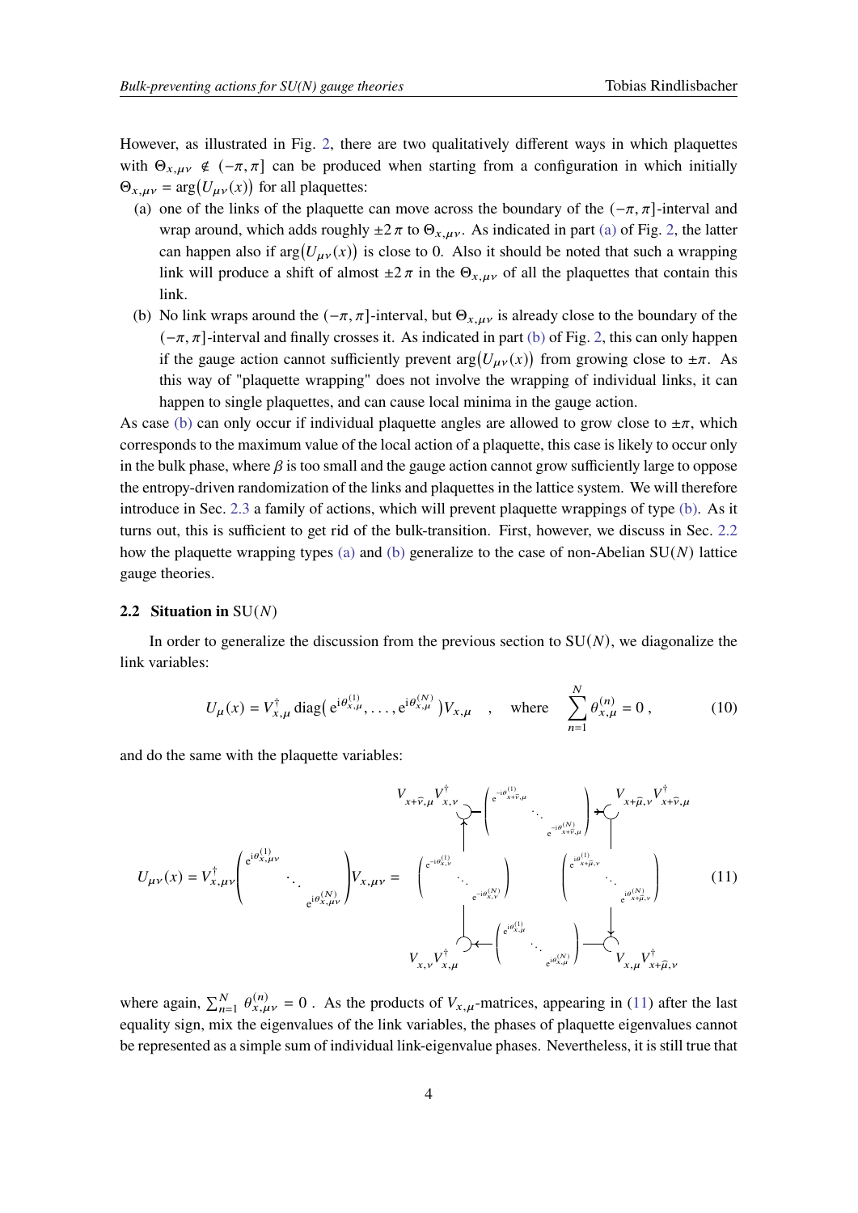However, as illustrated in Fig. 2, there are two qualitatively different ways in which plaquettes with $\Theta_{x,\mu\nu} \notin (-\pi, \pi]$ can be produced when starting from a configuration in which initially $\Theta_{x,\mu\nu} = \arg\big(U_{\mu\nu}(x)\big)$ for all plaquettes:

(a) one of the links of the plaquette can move across the boundary of the $(-\pi, \pi]$-interval and wrap around, which adds roughly $\pm 2\pi$ to $\Theta_{x,\mu\nu}$. As indicated in part (a) of Fig. 2, the latter can happen also if $\arg\big(U_{\mu\nu}(x)\big)$ is close to 0. Also it should be noted that such a wrapping link will produce a shift of almost $\pm 2\pi$ in the $\Theta_{x,\mu\nu}$ of all the plaquettes that contain this link.

(b) No link wraps around the $(-\pi, \pi]$-interval, but $\Theta_{x,\mu\nu}$ is already close to the boundary of the $(-\pi, \pi]$-interval and finally crosses it. As indicated in part (b) of Fig. 2, this can only happen if the gauge action cannot sufficiently prevent $\arg\big(U_{\mu\nu}(x)\big)$ from growing close to $\pm\pi$. As this way of "plaquette wrapping" does not involve the wrapping of individual links, it can happen to single plaquettes, and can cause local minima in the gauge action.

As case (b) can only occur if individual plaquette angles are allowed to grow close to $\pm\pi$, which corresponds to the maximum value of the local action of a plaquette, this case is likely to occur only in the bulk phase, where $\beta$ is too small and the gauge action cannot grow sufficiently large to oppose the entropy-driven randomization of the links and plaquettes in the lattice system. We will therefore introduce in Sec. 2.3 a family of actions, which will prevent plaquette wrappings of type (b). As it turns out, this is sufficient to get rid of the bulk-transition. First, however, we discuss in Sec. 2.2 how the plaquette wrapping types (a) and (b) generalize to the case of non-Abelian SU($N$) lattice gauge theories.

### 2.2 Situation in SU($N$)

In order to generalize the discussion from the previous section to SU($N$), we diagonalize the link variables:

$$U_{\mu}(x) = V_{x,\mu}^{\dagger} \operatorname{diag}\big(\mathrm{e}^{\mathrm{i}\theta_{x,\mu}^{(1)}}, \ldots, \mathrm{e}^{\mathrm{i}\theta_{x,\mu}^{(N)}}\big) V_{x,\mu} \quad , \quad \text{where} \quad \sum_{n=1}^{N} \theta_{x,\mu}^{(n)} = 0\,, \tag{10}$$

and do the same with the plaquette variables:

$$U_{\mu\nu}(x) = V_{x,\mu\nu}^{\dagger} \begin{pmatrix} \mathrm{e}^{\mathrm{i}\theta_{x,\mu\nu}^{(1)}} & & \\ & \ddots & \\ & & \mathrm{e}^{\mathrm{i}\theta_{x,\mu\nu}^{(N)}} \end{pmatrix} V_{x,\mu\nu} = \begin{array}{ccc} V_{x+\hat{\nu},\mu} V_{x,\nu}^{\dagger} & \begin{pmatrix} \mathrm{e}^{-\mathrm{i}\theta_{x+\hat{\nu},\mu}^{(1)}} & & \\ & \ddots & \\ & & \mathrm{e}^{-\mathrm{i}\theta_{x+\hat{\nu},\mu}^{(N)}} \end{pmatrix} & V_{x+\hat{\mu},\nu} V_{x+\hat{\nu},\mu}^{\dagger} \\ \begin{pmatrix} \mathrm{e}^{-\mathrm{i}\theta_{x,\nu}^{(1)}} & & \\ & \ddots & \\ & & \mathrm{e}^{-\mathrm{i}\theta_{x,\nu}^{(N)}} \end{pmatrix} & & \begin{pmatrix} \mathrm{e}^{\mathrm{i}\theta_{x+\hat{\mu},\nu}^{(1)}} & & \\ & \ddots & \\ & & \mathrm{e}^{\mathrm{i}\theta_{x+\hat{\mu},\nu}^{(N)}} \end{pmatrix} \\ V_{x,\nu} V_{x,\mu}^{\dagger} & \begin{pmatrix} \mathrm{e}^{\mathrm{i}\theta_{x,\mu}^{(1)}} & & \\ & \ddots & \\ & & \mathrm{e}^{\mathrm{i}\theta_{x,\mu}^{(N)}} \end{pmatrix} & V_{x,\mu} V_{x+\hat{\mu},\nu}^{\dagger} \end{array} \tag{11}$$

where again, $\sum_{n=1}^{N} \theta_{x,\mu\nu}^{(n)} = 0$ . As the products of $V_{x,\mu}$-matrices, appearing in (11) after the last equality sign, mix the eigenvalues of the link variables, the phases of plaquette eigenvalues cannot be represented as a simple sum of individual link-eigenvalue phases. Nevertheless, it is still true that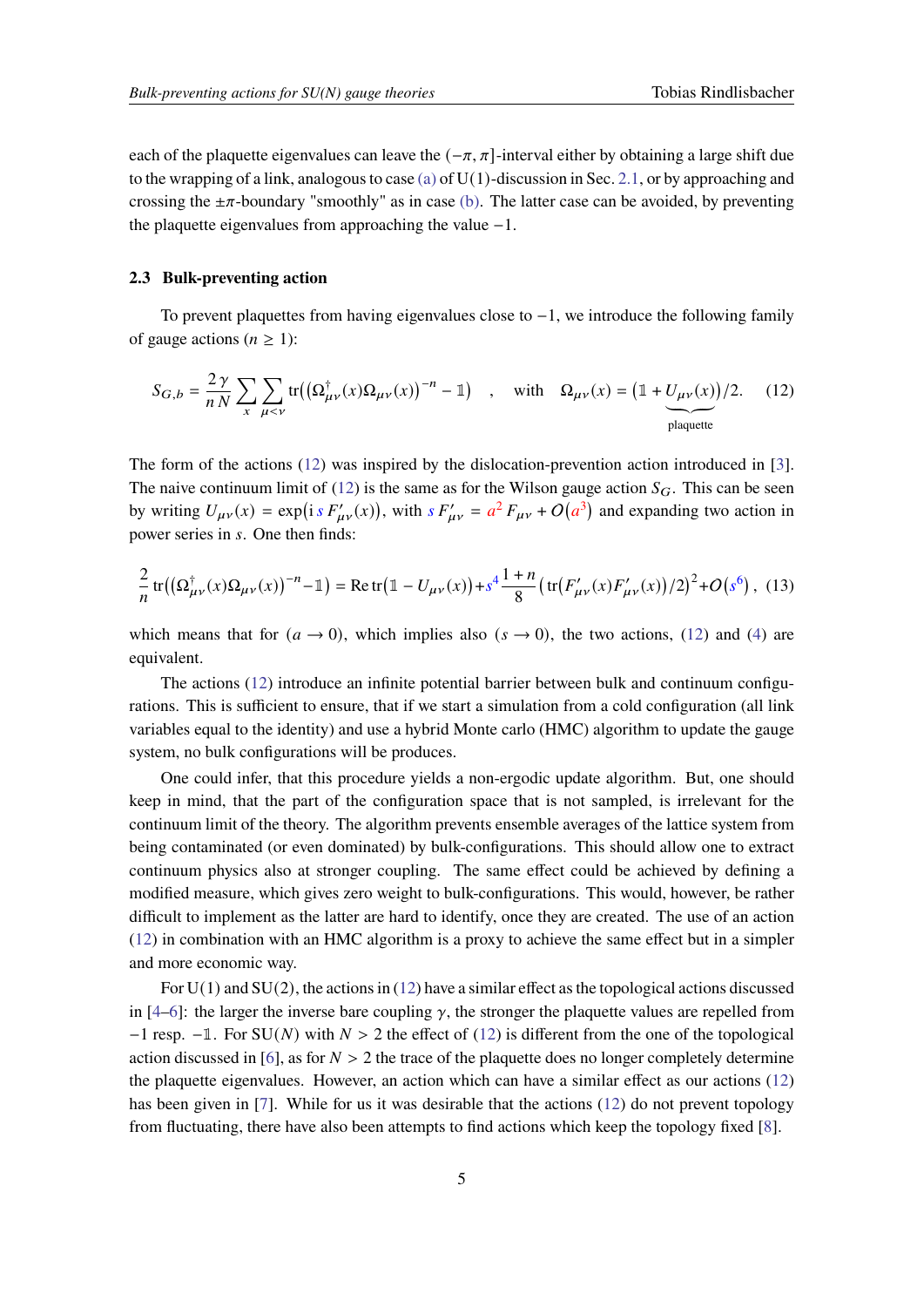each of the plaquette eigenvalues can leave the $(-\pi,\pi]$-interval either by obtaining a large shift due to the wrapping of a link, analogous to case (a) of U(1)-discussion in Sec. 2.1, or by approaching and crossing the $\pm\pi$-boundary "smoothly" as in case (b). The latter case can be avoided, by preventing the plaquette eigenvalues from approaching the value $-1$.

### 2.3 Bulk-preventing action

To prevent plaquettes from having eigenvalues close to $-1$, we introduce the following family of gauge actions ($n \geq 1$):

$$S_{G,b} = \frac{2\,\gamma}{n\,N}\sum_{x}\sum_{\mu<\nu}\operatorname{tr}\!\left(\left(\Omega^{\dagger}_{\mu\nu}(x)\Omega_{\mu\nu}(x)\right)^{-n} - \mathbb{1}\right) \quad , \quad \text{with} \quad \Omega_{\mu\nu}(x) = \big(\mathbb{1} + \underbrace{U_{\mu\nu}(x)}_{\text{plaquette}}\big)/2. \tag{12}$$

The form of the actions (12) was inspired by the dislocation-prevention action introduced in [3]. The naive continuum limit of (12) is the same as for the Wilson gauge action $S_G$. This can be seen by writing $U_{\mu\nu}(x) = \exp\!\left(\mathrm{i}\, s\, F'_{\mu\nu}(x)\right)$, with $s\, F'_{\mu\nu} = a^2\, F_{\mu\nu} + O(a^3)$ and expanding two action in power series in $s$. One then finds:

$$\frac{2}{n}\operatorname{tr}\!\left(\left(\Omega^{\dagger}_{\mu\nu}(x)\Omega_{\mu\nu}(x)\right)^{-n} - \mathbb{1}\right) = \operatorname{Re}\operatorname{tr}\!\left(\mathbb{1} - U_{\mu\nu}(x)\right) + s^4\,\frac{1+n}{8}\left(\operatorname{tr}\!\left(F'_{\mu\nu}(x)F'_{\mu\nu}(x)\right)/2\right)^2 + O\!\left(s^6\right), \tag{13}$$

which means that for $(a \to 0)$, which implies also $(s \to 0)$, the two actions, (12) and (4) are equivalent.

The actions (12) introduce an infinite potential barrier between bulk and continuum configurations. This is sufficient to ensure, that if we start a simulation from a cold configuration (all link variables equal to the identity) and use a hybrid Monte carlo (HMC) algorithm to update the gauge system, no bulk configurations will be produces.

One could infer, that this procedure yields a non-ergodic update algorithm. But, one should keep in mind, that the part of the configuration space that is not sampled, is irrelevant for the continuum limit of the theory. The algorithm prevents ensemble averages of the lattice system from being contaminated (or even dominated) by bulk-configurations. This should allow one to extract continuum physics also at stronger coupling. The same effect could be achieved by defining a modified measure, which gives zero weight to bulk-configurations. This would, however, be rather difficult to implement as the latter are hard to identify, once they are created. The use of an action (12) in combination with an HMC algorithm is a proxy to achieve the same effect but in a simpler and more economic way.

For U(1) and SU(2), the actions in (12) have a similar effect as the topological actions discussed in [4–6]: the larger the inverse bare coupling $\gamma$, the stronger the plaquette values are repelled from $-1$ resp. $-\mathbb{1}$. For SU($N$) with $N > 2$ the effect of (12) is different from the one of the topological action discussed in [6], as for $N > 2$ the trace of the plaquette does no longer completely determine the plaquette eigenvalues. However, an action which can have a similar effect as our actions (12) has been given in [7]. While for us it was desirable that the actions (12) do not prevent topology from fluctuating, there have also been attempts to find actions which keep the topology fixed [8].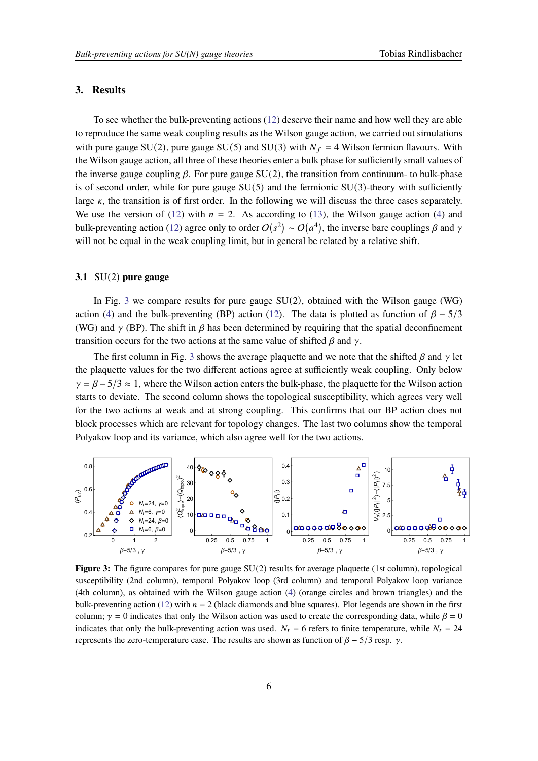## 3. Results

To see whether the bulk-preventing actions (12) deserve their name and how well they are able to reproduce the same weak coupling results as the Wilson gauge action, we carried out simulations with pure gauge SU(2), pure gauge SU(5) and SU(3) with $N_f = 4$ Wilson fermion flavours. With the Wilson gauge action, all three of these theories enter a bulk phase for sufficiently small values of the inverse gauge coupling $\beta$. For pure gauge SU(2), the transition from continuum- to bulk-phase is of second order, while for pure gauge SU(5) and the fermionic SU(3)-theory with sufficiently large $\kappa$, the transition is of first order. In the following we will discuss the three cases separately. We use the version of (12) with $n = 2$. As according to (13), the Wilson gauge action (4) and bulk-preventing action (12) agree only to order $O(s^2) \sim O(a^4)$, the inverse bare couplings $\beta$ and $\gamma$ will not be equal in the weak coupling limit, but in general be related by a relative shift.

### 3.1 SU(2) pure gauge

In Fig. 3 we compare results for pure gauge SU(2), obtained with the Wilson gauge (WG) action (4) and the bulk-preventing (BP) action (12). The data is plotted as function of $\beta - 5/3$ (WG) and $\gamma$ (BP). The shift in $\beta$ has been determined by requiring that the spatial deconfinement transition occurs for the two actions at the same value of shifted $\beta$ and $\gamma$.

The first column in Fig. 3 shows the average plaquette and we note that the shifted $\beta$ and $\gamma$ let the plaquette values for the two different actions agree at sufficiently weak coupling. Only below $\gamma = \beta - 5/3 \approx 1$, where the Wilson action enters the bulk-phase, the plaquette for the Wilson action starts to deviate. The second column shows the topological susceptibility, which agrees very well for the two actions at weak and at strong coupling. This confirms that our BP action does not block processes which are relevant for topology changes. The last two columns show the temporal Polyakov loop and its variance, which also agree well for the two actions.

**Figure 3:** The figure compares for pure gauge SU(2) results for average plaquette (1st column), topological susceptibility (2nd column), temporal Polyakov loop (3rd column) and temporal Polyakov loop variance (4th column), as obtained with the Wilson gauge action (4) (orange circles and brown triangles) and the bulk-preventing action (12) with $n = 2$ (black diamonds and blue squares). Plot legends are shown in the first column; $\gamma = 0$ indicates that only the Wilson action was used to create the corresponding data, while $\beta = 0$ indicates that only the bulk-preventing action was used. $N_t = 6$ refers to finite temperature, while $N_t = 24$ represents the zero-temperature case. The results are shown as function of $\beta - 5/3$ resp. $\gamma$.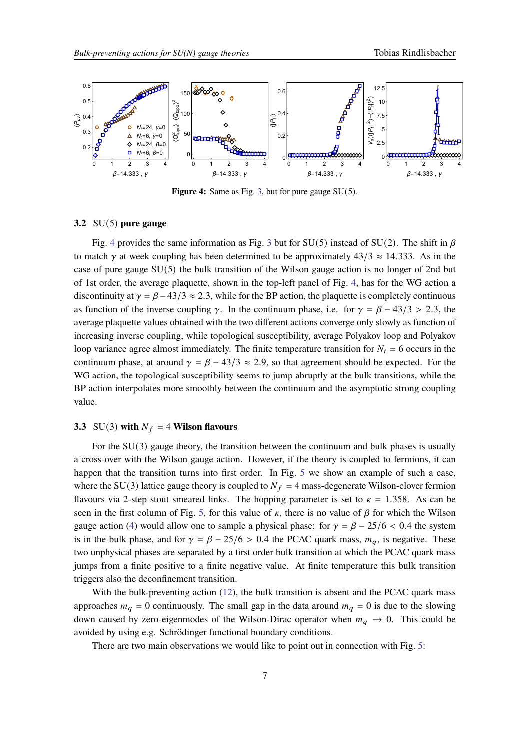**Figure 4:** Same as Fig. 3, but for pure gauge SU(5).

### 3.2 SU(5) pure gauge

Fig. 4 provides the same information as Fig. 3 but for SU(5) instead of SU(2). The shift in $\beta$ to match $\gamma$ at week coupling has been determined to be approximately $43/3 \approx 14.333$. As in the case of pure gauge SU(5) the bulk transition of the Wilson gauge action is no longer of 2nd but of 1st order, the average plaquette, shown in the top-left panel of Fig. 4, has for the WG action a discontinuity at $\gamma = \beta - 43/3 \approx 2.3$, while for the BP action, the plaquette is completely continuous as function of the inverse coupling $\gamma$. In the continuum phase, i.e. for $\gamma = \beta - 43/3 > 2.3$, the average plaquette values obtained with the two different actions converge only slowly as function of increasing inverse coupling, while topological susceptibility, average Polyakov loop and Polyakov loop variance agree almost immediately. The finite temperature transition for $N_t = 6$ occurs in the continuum phase, at around $\gamma = \beta - 43/3 \approx 2.9$, so that agreement should be expected. For the WG action, the topological susceptibility seems to jump abruptly at the bulk transitions, while the BP action interpolates more smoothly between the continuum and the asymptotic strong coupling value.

### 3.3 SU(3) with $N_f = 4$ Wilson flavours

For the SU(3) gauge theory, the transition between the continuum and bulk phases is usually a cross-over with the Wilson gauge action. However, if the theory is coupled to fermions, it can happen that the transition turns into first order. In Fig. 5 we show an example of such a case, where the SU(3) lattice gauge theory is coupled to $N_f = 4$ mass-degenerate Wilson-clover fermion flavours via 2-step stout smeared links. The hopping parameter is set to $\kappa = 1.358$. As can be seen in the first column of Fig. 5, for this value of $\kappa$, there is no value of $\beta$ for which the Wilson gauge action (4) would allow one to sample a physical phase: for $\gamma = \beta - 25/6 < 0.4$ the system is in the bulk phase, and for $\gamma = \beta - 25/6 > 0.4$ the PCAC quark mass, $m_q$, is negative. These two unphysical phases are separated by a first order bulk transition at which the PCAC quark mass jumps from a finite positive to a finite negative value. At finite temperature this bulk transition triggers also the deconfinement transition.

With the bulk-preventing action (12), the bulk transition is absent and the PCAC quark mass approaches $m_q = 0$ continuously. The small gap in the data around $m_q = 0$ is due to the slowing down caused by zero-eigenmodes of the Wilson-Dirac operator when $m_q \to 0$. This could be avoided by using e.g. Schrödinger functional boundary conditions.

There are two main observations we would like to point out in connection with Fig. 5: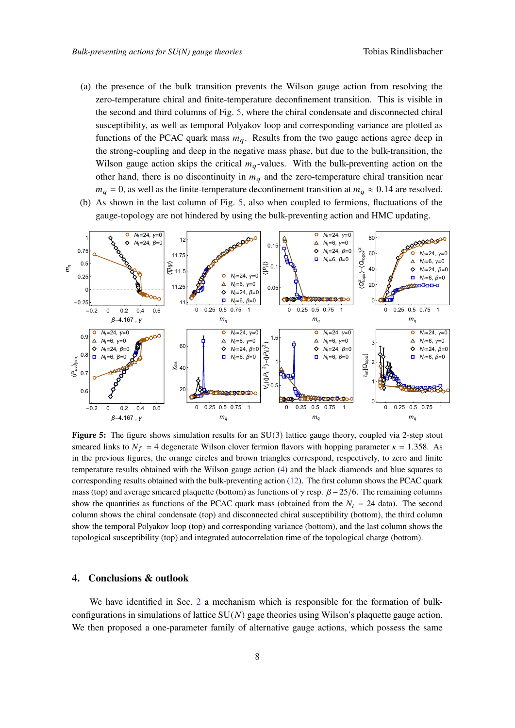(a) the presence of the bulk transition prevents the Wilson gauge action from resolving the zero-temperature chiral and finite-temperature deconfinement transition. This is visible in the second and third columns of Fig. 5, where the chiral condensate and disconnected chiral susceptibility, as well as temporal Polyakov loop and corresponding variance are plotted as functions of the PCAC quark mass $m_q$. Results from the two gauge actions agree deep in the strong-coupling and deep in the negative mass phase, but due to the bulk-transition, the Wilson gauge action skips the critical $m_q$-values. With the bulk-preventing action on the other hand, there is no discontinuity in $m_q$ and the zero-temperature chiral transition near $m_q = 0$, as well as the finite-temperature deconfinement transition at $m_q \approx 0.14$ are resolved.

(b) As shown in the last column of Fig. 5, also when coupled to fermions, fluctuations of the gauge-topology are not hindered by using the bulk-preventing action and HMC updating.

**Figure 5:** The figure shows simulation results for an SU(3) lattice gauge theory, coupled via 2-step stout smeared links to $N_f = 4$ degenerate Wilson clover fermion flavors with hopping parameter $\kappa = 1.358$. As in the previous figures, the orange circles and brown triangles correspond, respectively, to zero and finite temperature results obtained with the Wilson gauge action (4) and the black diamonds and blue squares to corresponding results obtained with the bulk-preventing action (12). The first column shows the PCAC quark mass (top) and average smeared plaquette (bottom) as functions of $\gamma$ resp. $\beta - 25/6$. The remaining columns show the quantities as functions of the PCAC quark mass (obtained from the $N_t = 24$ data). The second column shows the chiral condensate (top) and disconnected chiral susceptibility (bottom), the third column show the temporal Polyakov loop (top) and corresponding variance (bottom), and the last column shows the topological susceptibility (top) and integrated autocorrelation time of the topological charge (bottom).

## 4. Conclusions & outlook

We have identified in Sec. 2 a mechanism which is responsible for the formation of bulk-configurations in simulations of lattice SU($N$) gage theories using Wilson's plaquette gauge action. We then proposed a one-parameter family of alternative gauge actions, which possess the same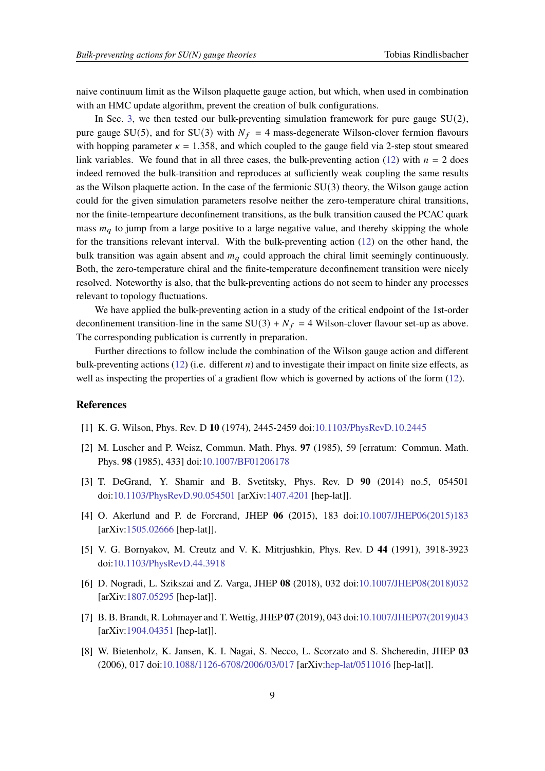naive continuum limit as the Wilson plaquette gauge action, but which, when used in combination with an HMC update algorithm, prevent the creation of bulk configurations.

In Sec. 3, we then tested our bulk-preventing simulation framework for pure gauge SU(2), pure gauge SU(5), and for SU(3) with $N_f = 4$ mass-degenerate Wilson-clover fermion flavours with hopping parameter $\kappa = 1.358$, and which coupled to the gauge field via 2-step stout smeared link variables. We found that in all three cases, the bulk-preventing action (12) with $n = 2$ does indeed removed the bulk-transition and reproduces at sufficiently weak coupling the same results as the Wilson plaquette action. In the case of the fermionic SU(3) theory, the Wilson gauge action could for the given simulation parameters resolve neither the zero-temperature chiral transitions, nor the finite-tempearture deconfinement transitions, as the bulk transition caused the PCAC quark mass $m_q$ to jump from a large positive to a large negative value, and thereby skipping the whole for the transitions relevant interval. With the bulk-preventing action (12) on the other hand, the bulk transition was again absent and $m_q$ could approach the chiral limit seemingly continuously. Both, the zero-temperature chiral and the finite-temperature deconfinement transition were nicely resolved. Noteworthy is also, that the bulk-preventing actions do not seem to hinder any processes relevant to topology fluctuations.

We have applied the bulk-preventing action in a study of the critical endpoint of the 1st-order deconfinement transition-line in the same SU(3) + $N_f = 4$ Wilson-clover flavour set-up as above. The corresponding publication is currently in preparation.

Further directions to follow include the combination of the Wilson gauge action and different bulk-preventing actions (12) (i.e. different $n$) and to investigate their impact on finite size effects, as well as inspecting the properties of a gradient flow which is governed by actions of the form (12).

## References

[1] K. G. Wilson, Phys. Rev. D **10** (1974), 2445-2459 doi:10.1103/PhysRevD.10.2445

[2] M. Luscher and P. Weisz, Commun. Math. Phys. **97** (1985), 59 [erratum: Commun. Math. Phys. **98** (1985), 433] doi:10.1007/BF01206178

[3] T. DeGrand, Y. Shamir and B. Svetitsky, Phys. Rev. D **90** (2014) no.5, 054501 doi:10.1103/PhysRevD.90.054501 [arXiv:1407.4201 [hep-lat]].

[4] O. Akerlund and P. de Forcrand, JHEP **06** (2015), 183 doi:10.1007/JHEP06(2015)183 [arXiv:1505.02666 [hep-lat]].

[5] V. G. Bornyakov, M. Creutz and V. K. Mitrjushkin, Phys. Rev. D **44** (1991), 3918-3923 doi:10.1103/PhysRevD.44.3918

[6] D. Nogradi, L. Szikszai and Z. Varga, JHEP **08** (2018), 032 doi:10.1007/JHEP08(2018)032 [arXiv:1807.05295 [hep-lat]].

[7] B. B. Brandt, R. Lohmayer and T. Wettig, JHEP **07** (2019), 043 doi:10.1007/JHEP07(2019)043 [arXiv:1904.04351 [hep-lat]].

[8] W. Bietenholz, K. Jansen, K. I. Nagai, S. Necco, L. Scorzato and S. Shcheredin, JHEP **03** (2006), 017 doi:10.1088/1126-6708/2006/03/017 [arXiv:hep-lat/0511016 [hep-lat]].